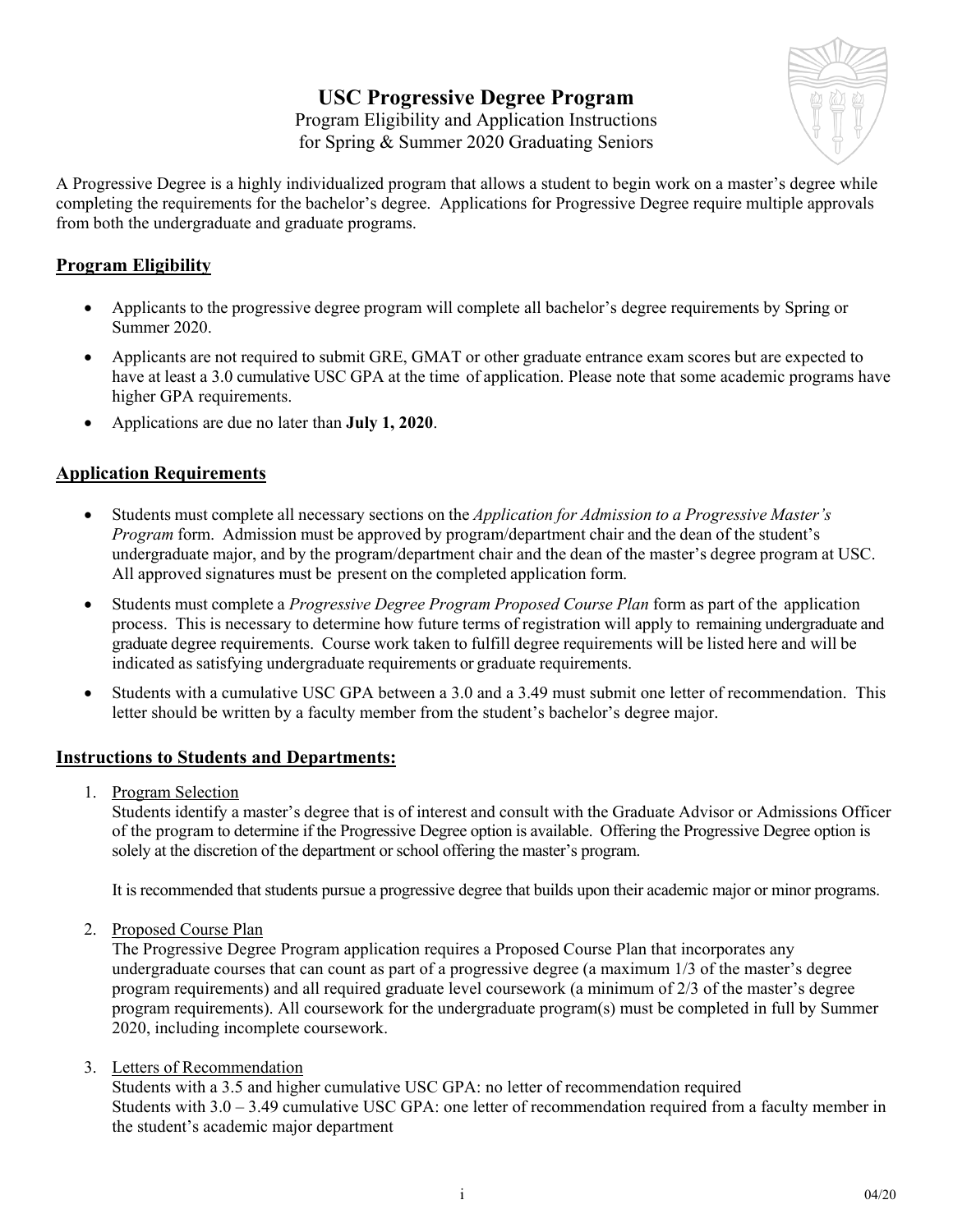# USC Progressive Degree Program

Program Eligibility and Application Instructions
for Spring & Summer 2020 Graduating Seniors

A Progressive Degree is a highly individualized program that allows a student to begin work on a master's degree while completing the requirements for the bachelor's degree. Applications for Progressive Degree require multiple approvals from both the undergraduate and graduate programs.

## Program Eligibility

- Applicants to the progressive degree program will complete all bachelor's degree requirements by Spring or Summer 2020.
- Applicants are not required to submit GRE, GMAT or other graduate entrance exam scores but are expected to have at least a 3.0 cumulative USC GPA at the time of application. Please note that some academic programs have higher GPA requirements.
- Applications are due no later than **July 1, 2020**.

## Application Requirements

- Students must complete all necessary sections on the *Application for Admission to a Progressive Master's Program* form. Admission must be approved by program/department chair and the dean of the student's undergraduate major, and by the program/department chair and the dean of the master's degree program at USC. All approved signatures must be present on the completed application form.
- Students must complete a *Progressive Degree Program Proposed Course Plan* form as part of the application process. This is necessary to determine how future terms of registration will apply to remaining undergraduate and graduate degree requirements. Course work taken to fulfill degree requirements will be listed here and will be indicated as satisfying undergraduate requirements or graduate requirements.
- Students with a cumulative USC GPA between a 3.0 and a 3.49 must submit one letter of recommendation. This letter should be written by a faculty member from the student's bachelor's degree major.

## Instructions to Students and Departments:

1. Program Selection
   Students identify a master's degree that is of interest and consult with the Graduate Advisor or Admissions Officer of the program to determine if the Progressive Degree option is available. Offering the Progressive Degree option is solely at the discretion of the department or school offering the master's program.

   It is recommended that students pursue a progressive degree that builds upon their academic major or minor programs.

2. Proposed Course Plan
   The Progressive Degree Program application requires a Proposed Course Plan that incorporates any undergraduate courses that can count as part of a progressive degree (a maximum 1/3 of the master's degree program requirements) and all required graduate level coursework (a minimum of 2/3 of the master's degree program requirements). All coursework for the undergraduate program(s) must be completed in full by Summer 2020, including incomplete coursework.

3. Letters of Recommendation
   Students with a 3.5 and higher cumulative USC GPA: no letter of recommendation required
   Students with 3.0 – 3.49 cumulative USC GPA: one letter of recommendation required from a faculty member in the student's academic major department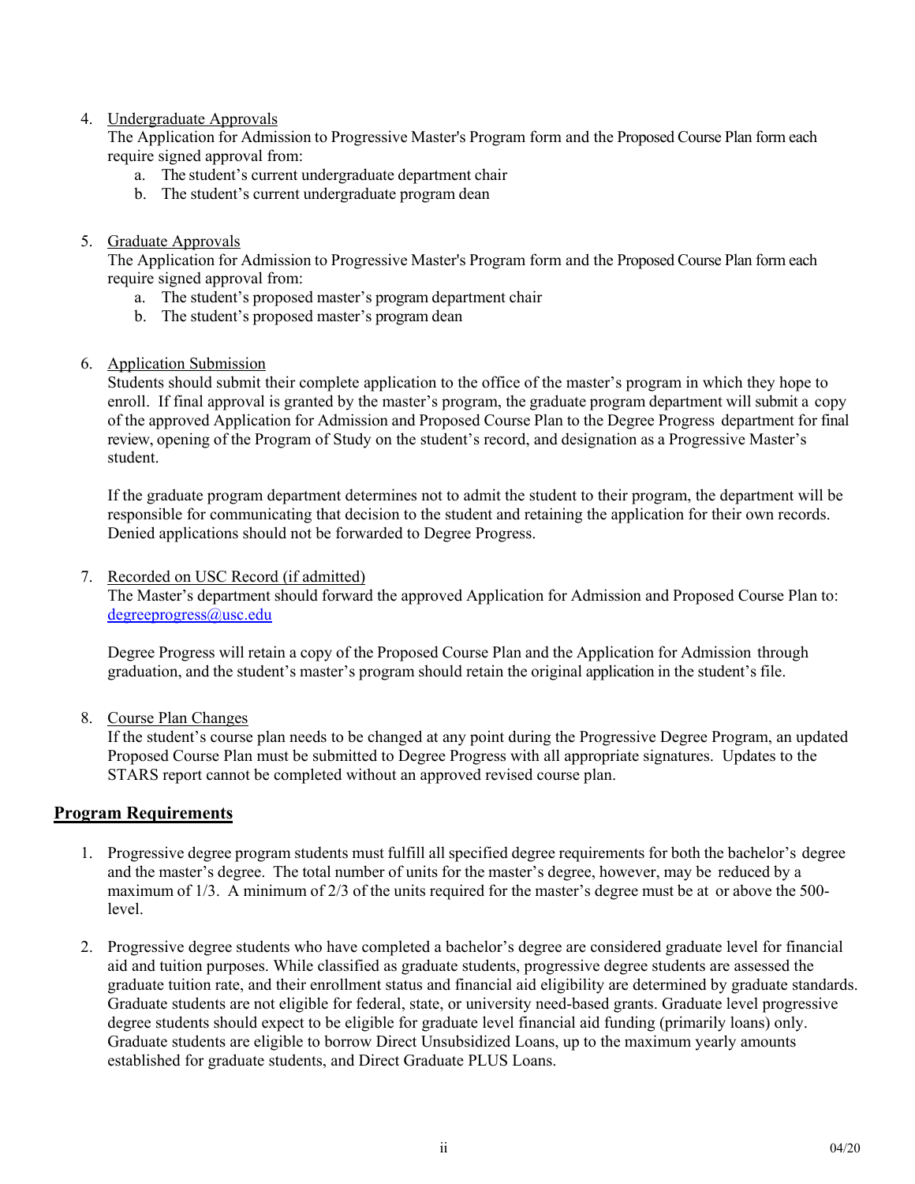4. Undergraduate Approvals
   The Application for Admission to Progressive Master's Program form and the Proposed Course Plan form each require signed approval from:
   a. The student's current undergraduate department chair
   b. The student's current undergraduate program dean

5. Graduate Approvals
   The Application for Admission to Progressive Master's Program form and the Proposed Course Plan form each require signed approval from:
   a. The student's proposed master's program department chair
   b. The student's proposed master's program dean

6. Application Submission
   Students should submit their complete application to the office of the master's program in which they hope to enroll. If final approval is granted by the master's program, the graduate program department will submit a copy of the approved Application for Admission and Proposed Course Plan to the Degree Progress department for final review, opening of the Program of Study on the student's record, and designation as a Progressive Master's student.

   If the graduate program department determines not to admit the student to their program, the department will be responsible for communicating that decision to the student and retaining the application for their own records. Denied applications should not be forwarded to Degree Progress.

7. Recorded on USC Record (if admitted)
   The Master's department should forward the approved Application for Admission and Proposed Course Plan to: degreeprogress@usc.edu

   Degree Progress will retain a copy of the Proposed Course Plan and the Application for Admission through graduation, and the student's master's program should retain the original application in the student's file.

8. Course Plan Changes
   If the student's course plan needs to be changed at any point during the Progressive Degree Program, an updated Proposed Course Plan must be submitted to Degree Progress with all appropriate signatures. Updates to the STARS report cannot be completed without an approved revised course plan.

## Program Requirements

1. Progressive degree program students must fulfill all specified degree requirements for both the bachelor's degree and the master's degree. The total number of units for the master's degree, however, may be reduced by a maximum of 1/3. A minimum of 2/3 of the units required for the master's degree must be at or above the 500-level.

2. Progressive degree students who have completed a bachelor's degree are considered graduate level for financial aid and tuition purposes. While classified as graduate students, progressive degree students are assessed the graduate tuition rate, and their enrollment status and financial aid eligibility are determined by graduate standards. Graduate students are not eligible for federal, state, or university need-based grants. Graduate level progressive degree students should expect to be eligible for graduate level financial aid funding (primarily loans) only. Graduate students are eligible to borrow Direct Unsubsidized Loans, up to the maximum yearly amounts established for graduate students, and Direct Graduate PLUS Loans.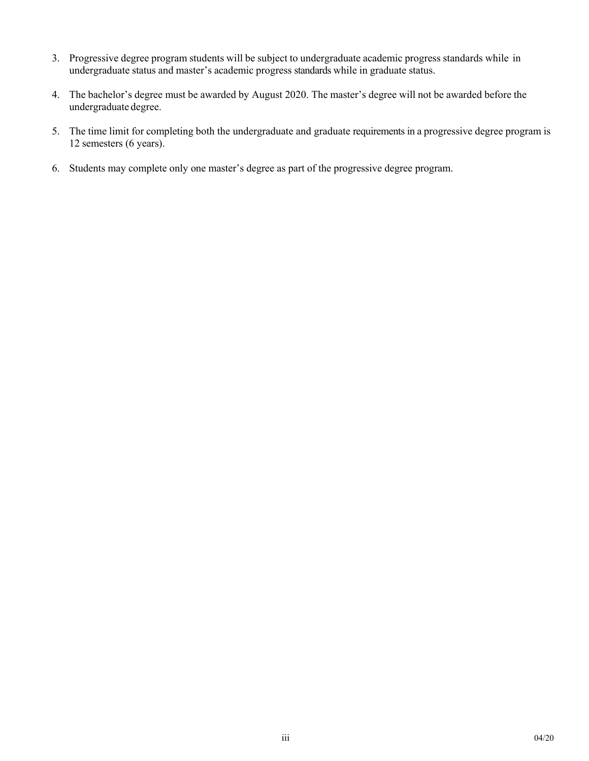3. Progressive degree program students will be subject to undergraduate academic progress standards while in undergraduate status and master's academic progress standards while in graduate status.

4. The bachelor's degree must be awarded by August 2020. The master's degree will not be awarded before the undergraduate degree.

5. The time limit for completing both the undergraduate and graduate requirements in a progressive degree program is 12 semesters (6 years).

6. Students may complete only one master's degree as part of the progressive degree program.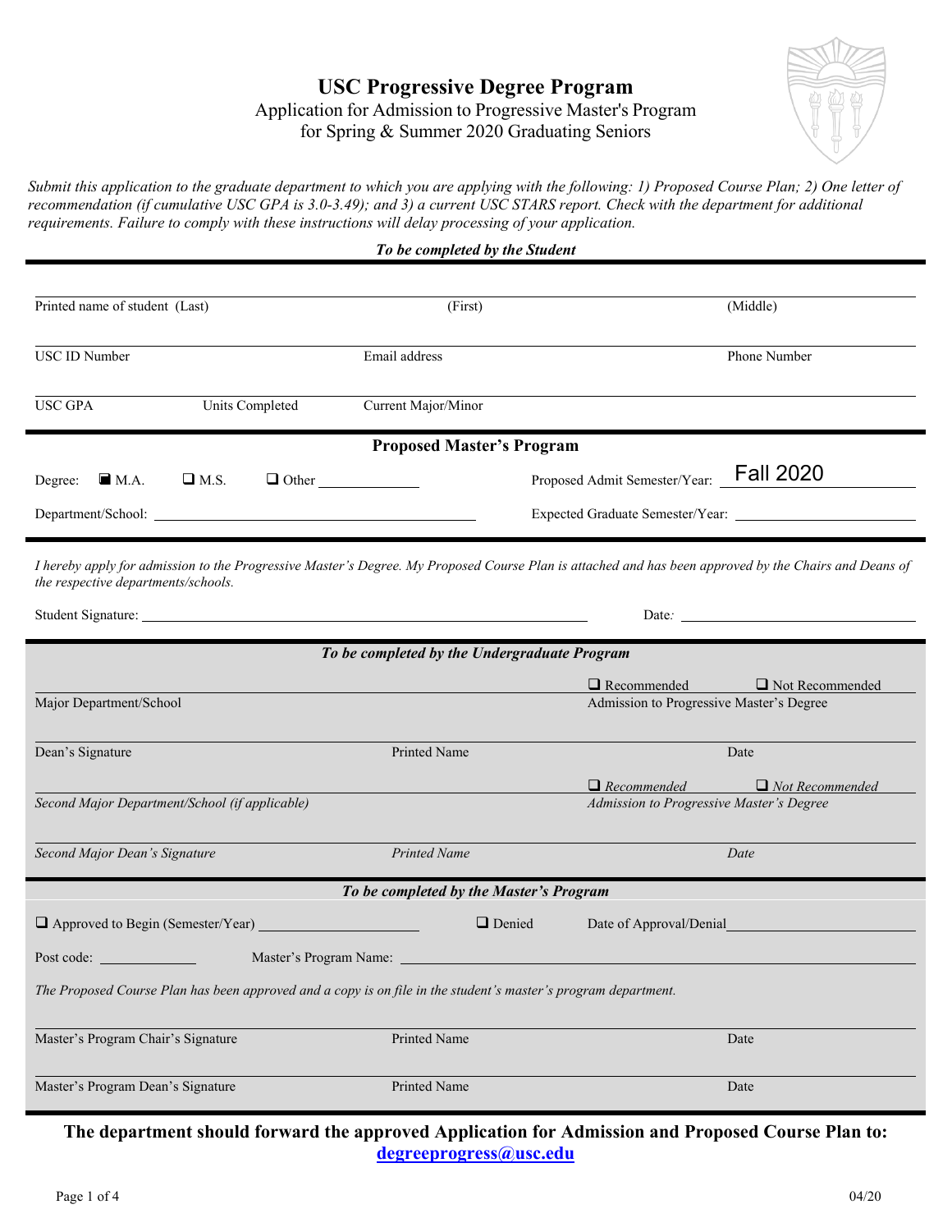# USC Progressive Degree Program

Application for Admission to Progressive Master's Program
for Spring & Summer 2020 Graduating Seniors

*Submit this application to the graduate department to which you are applying with the following: 1) Proposed Course Plan; 2) One letter of recommendation (if cumulative USC GPA is 3.0-3.49); and 3) a current USC STARS report. Check with the department for additional requirements. Failure to comply with these instructions will delay processing of your application.*

***To be completed by the Student***

Printed name of student (Last) ______ (First) ______ (Middle) ______

USC ID Number ______ Email address ______ Phone Number ______

USC GPA ______ Units Completed ______ Current Major/Minor ______

**Proposed Master's Program**

Degree: ☒ M.A. ☐ M.S. ☐ Other ______ Proposed Admit Semester/Year: Fall 2020

Department/School: ______ Expected Graduate Semester/Year: ______

*I hereby apply for admission to the Progressive Master's Degree. My Proposed Course Plan is attached and has been approved by the Chairs and Deans of the respective departments/schools.*

Student Signature: ______ Date: ______

***To be completed by the Undergraduate Program***

Major Department/School ______ ☐ Recommended ☐ Not Recommended Admission to Progressive Master's Degree

Dean's Signature ______ Printed Name ______ Date ______

*Second Major Department/School (if applicable)* ______ ☐ *Recommended* ☐ *Not Recommended* *Admission to Progressive Master's Degree*

*Second Major Dean's Signature* ______ *Printed Name* ______ *Date* ______

***To be completed by the Master's Program***

☐ Approved to Begin (Semester/Year) ______ ☐ Denied Date of Approval/Denial ______

Post code: ______ Master's Program Name: ______

*The Proposed Course Plan has been approved and a copy is on file in the student's master's program department.*

Master's Program Chair's Signature ______ Printed Name ______ Date ______

Master's Program Dean's Signature ______ Printed Name ______ Date ______

**The department should forward the approved Application for Admission and Proposed Course Plan to: degreeprogress@usc.edu**

04/20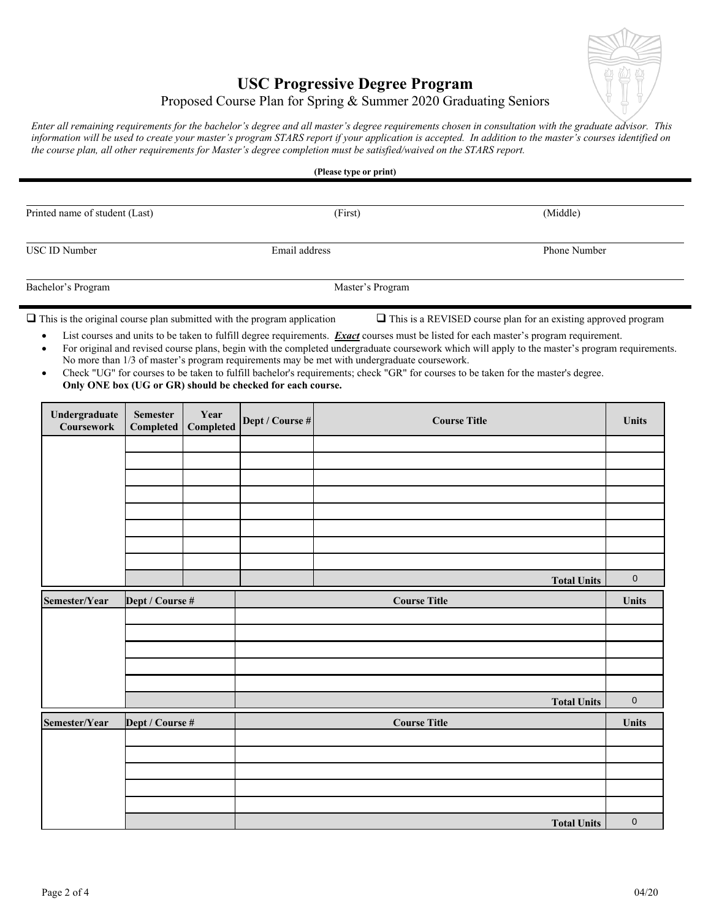# USC Progressive Degree Program

Proposed Course Plan for Spring & Summer 2020 Graduating Seniors

*Enter all remaining requirements for the bachelor's degree and all master's degree requirements chosen in consultation with the graduate advisor. This information will be used to create your master's program STARS report if your application is accepted. In addition to the master's courses identified on the course plan, all other requirements for Master's degree completion must be satisfied/waived on the STARS report.*

**(Please type or print)**

Printed name of student (Last) (First) (Middle)

USC ID Number Email address Phone Number

Bachelor's Program Master's Program

❑ This is the original course plan submitted with the program application ❑ This is a REVISED course plan for an existing approved program

- List courses and units to be taken to fulfill degree requirements. ***Exact*** courses must be listed for each master's program requirement.
- For original and revised course plans, begin with the completed undergraduate coursework which will apply to the master's program requirements. No more than 1/3 of master's program requirements may be met with undergraduate coursework.
- Check "UG" for courses to be taken to fulfill bachelor's requirements; check "GR" for courses to be taken for the master's degree. **Only ONE box (UG or GR) should be checked for each course.**

| Undergraduate Coursework | Semester Completed | Year Completed | Dept / Course # | Course Title | Units |
|---|---|---|---|---|---|
| | | | | | |
| | | | | | |
| | | | | | |
| | | | | | |
| | | | | | |
| | | | | | |
| | | | | | |
| | | | | | |
| | | | | **Total Units** | 0 |

| Semester/Year | Dept / Course # | Course Title | Units |
|---|---|---|---|
| | | | |
| | | | |
| | | | |
| | | | |
| | | | |
| | | **Total Units** | 0 |

| Semester/Year | Dept / Course # | Course Title | Units |
|---|---|---|---|
| | | | |
| | | | |
| | | | |
| | | | |
| | | | |
| | | **Total Units** | 0 |

04/20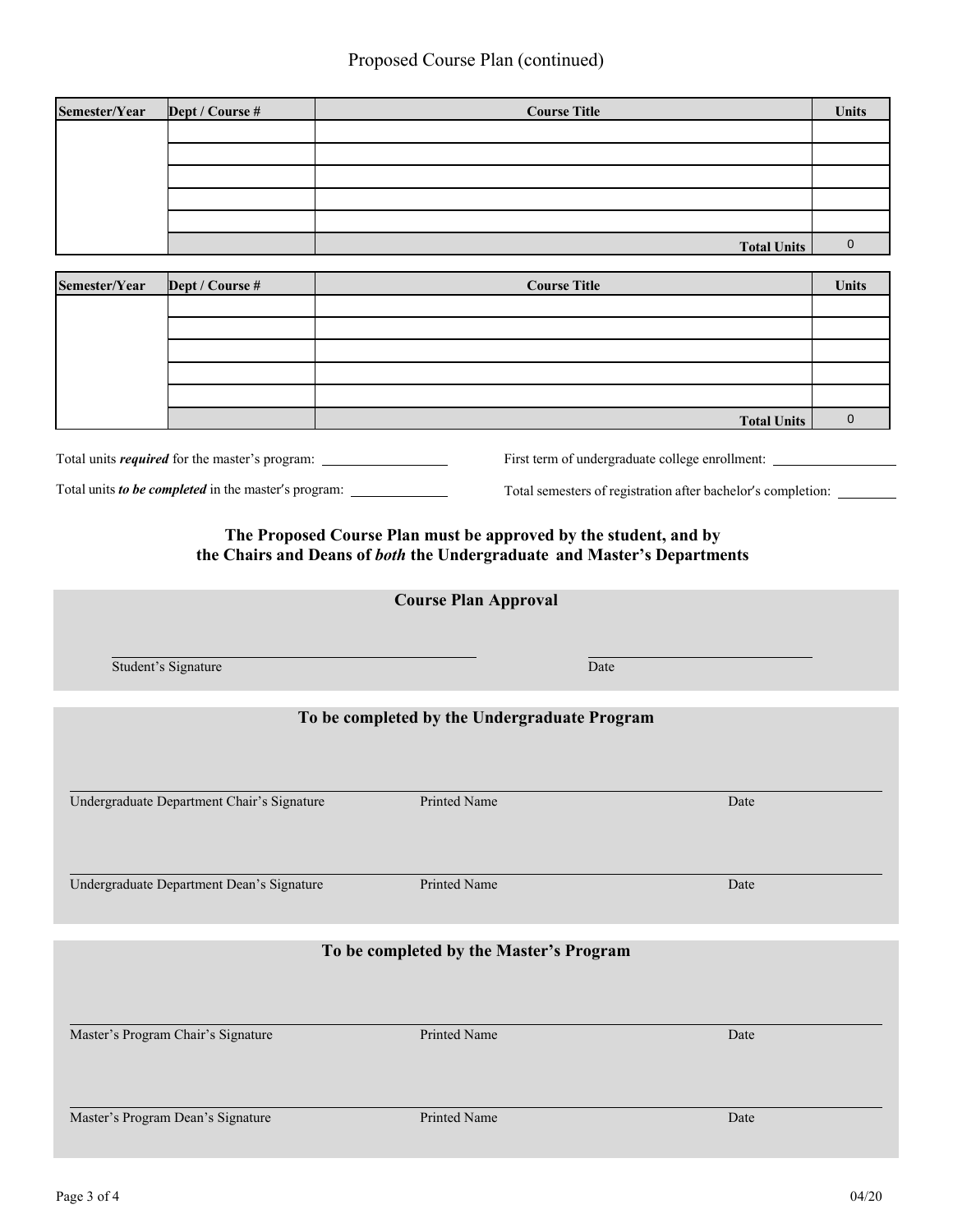# Proposed Course Plan (continued)

| Semester/Year | Dept / Course # | Course Title | Units |
|---|---|---|---|
| | | | |
| | | | |
| | | | |
| | | | |
| | | | |
| | | **Total Units** | 0 |

| Semester/Year | Dept / Course # | Course Title | Units |
|---|---|---|---|
| | | | |
| | | | |
| | | | |
| | | | |
| | | | |
| | | **Total Units** | 0 |

Total units ***required*** for the master's program: ____________

Total units ***to be completed*** in the master's program: ____________

First term of undergraduate college enrollment: ____________

Total semesters of registration after bachelor's completion: ________

**The Proposed Course Plan must be approved by the student, and by the Chairs and Deans of *both* the Undergraduate and Master's Departments**

## Course Plan Approval

______________________________ Student's Signature

______________ Date

## To be completed by the Undergraduate Program

______________________________ Undergraduate Department Chair's Signature | Printed Name | Date

______________________________ Undergraduate Department Dean's Signature | Printed Name | Date

## To be completed by the Master's Program

______________________________ Master's Program Chair's Signature | Printed Name | Date

______________________________ Master's Program Dean's Signature | Printed Name | Date

04/20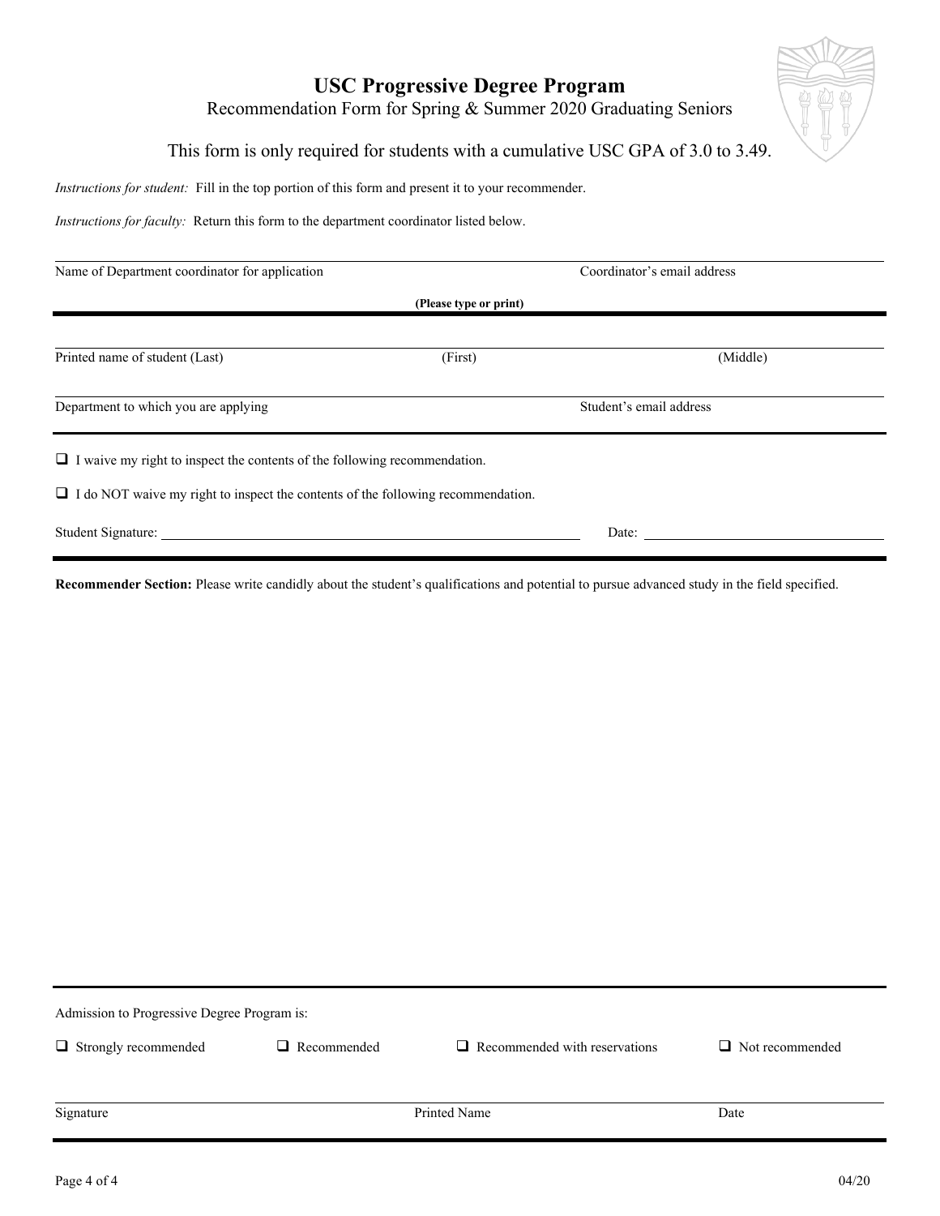# USC Progressive Degree Program

Recommendation Form for Spring & Summer 2020 Graduating Seniors

This form is only required for students with a cumulative USC GPA of 3.0 to 3.49.

*Instructions for student:* Fill in the top portion of this form and present it to your recommender.

*Instructions for faculty:* Return this form to the department coordinator listed below.

Name of Department coordinator for application | Coordinator's email address

**(Please type or print)**

Printed name of student (Last) | (First) | (Middle)

Department to which you are applying | Student's email address

☐ I waive my right to inspect the contents of the following recommendation.

☐ I do NOT waive my right to inspect the contents of the following recommendation.

Student Signature: ______________________ Date: ______________

**Recommender Section:** Please write candidly about the student's qualifications and potential to pursue advanced study in the field specified.

Admission to Progressive Degree Program is:

☐ Strongly recommended ☐ Recommended ☐ Recommended with reservations ☐ Not recommended

Signature | Printed Name | Date

04/20